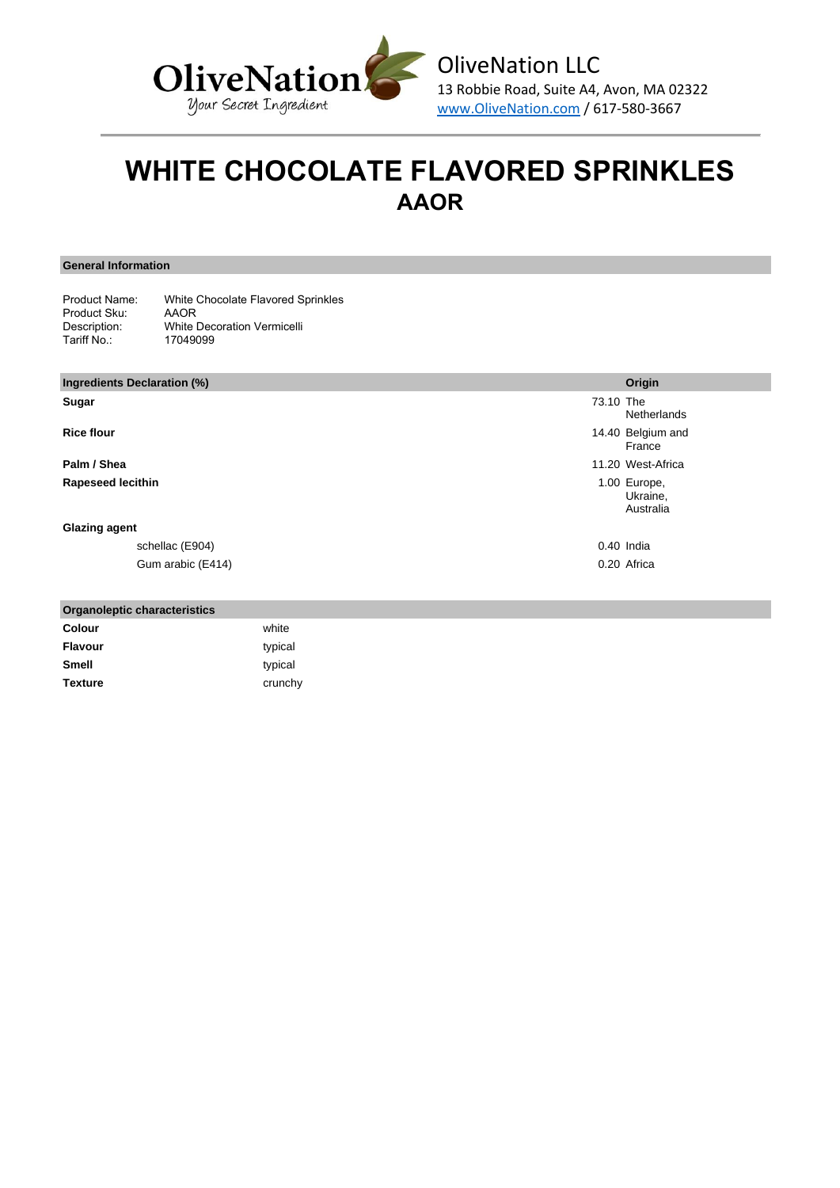OliveNation LLC
13 Robbie Road, Suite A4, Avon, MA 02322
www.OliveNation.com / 617-580-3667

# WHITE CHOCOLATE FLAVORED SPRINKLES
## AAOR

### General Information

| | |
|---|---|
| Product Name: | White Chocolate Flavored Sprinkles |
| Product Sku: | AAOR |
| Description: | White Decoration Vermicelli |
| Tariff No.: | 17049099 |

### Ingredients Declaration (%)

| Ingredient | % | Origin |
|---|---|---|
| **Sugar** | 73.10 | The Netherlands |
| **Rice flour** | 14.40 | Belgium and France |
| **Palm / Shea** | 11.20 | West-Africa |
| **Rapeseed lecithin** | 1.00 | Europe, Ukraine, Australia |
| **Glazing agent** | | |
| schellac (E904) | 0.40 | India |
| Gum arabic (E414) | 0.20 | Africa |

### Organoleptic characteristics

| | |
|---|---|
| **Colour** | white |
| **Flavour** | typical |
| **Smell** | typical |
| **Texture** | crunchy |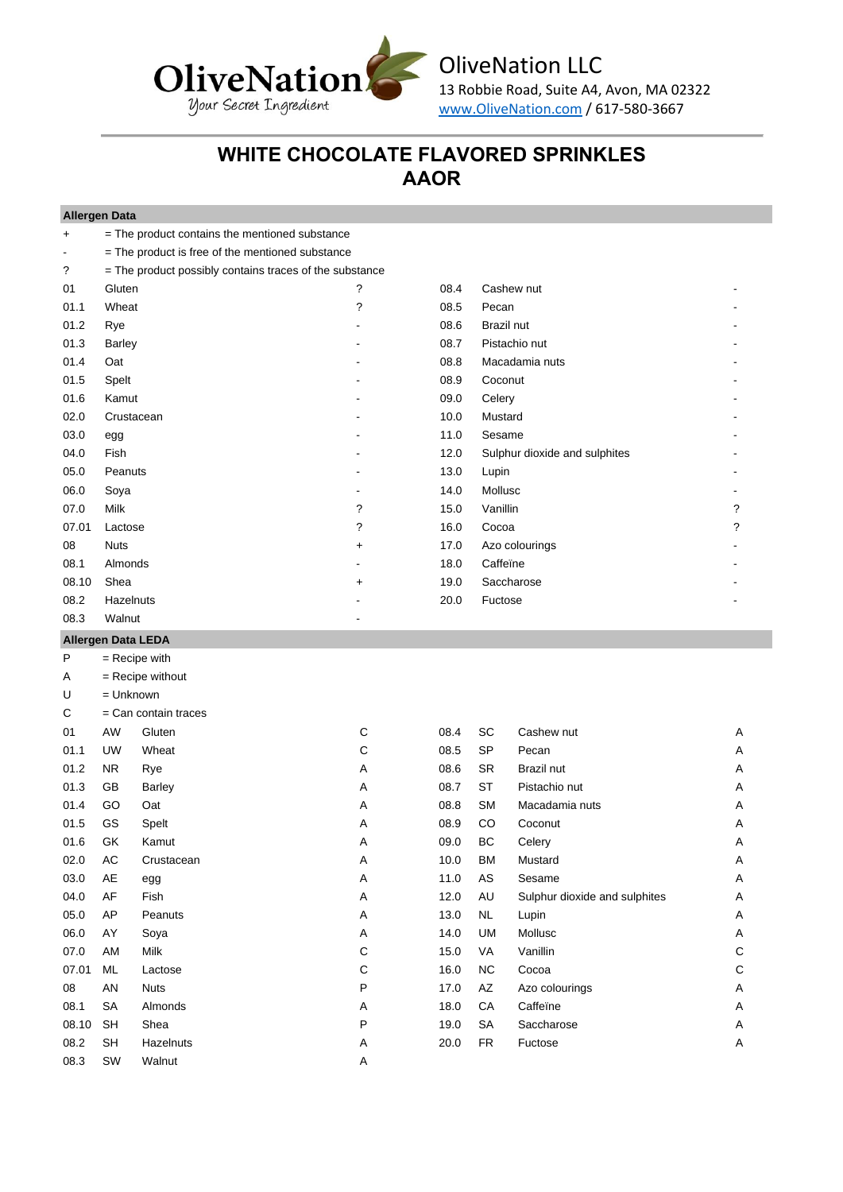OliveNation LLC
13 Robbie Road, Suite A4, Avon, MA 02322
www.OliveNation.com / 617-580-3667

# WHITE CHOCOLATE FLAVORED SPRINKLES AAOR

## Allergen Data

| | |
|---|---|
| + | = The product contains the mentioned substance |
| - | = The product is free of the mentioned substance |
| ? | = The product possibly contains traces of the substance |

| Code | Allergen | Status | Code | Allergen | Status |
|---|---|---|---|---|---|
| 01 | Gluten | ? | 08.4 | Cashew nut | - |
| 01.1 | Wheat | ? | 08.5 | Pecan | - |
| 01.2 | Rye | - | 08.6 | Brazil nut | - |
| 01.3 | Barley | - | 08.7 | Pistachio nut | - |
| 01.4 | Oat | - | 08.8 | Macadamia nuts | - |
| 01.5 | Spelt | - | 08.9 | Coconut | - |
| 01.6 | Kamut | - | 09.0 | Celery | - |
| 02.0 | Crustacean | - | 10.0 | Mustard | - |
| 03.0 | egg | - | 11.0 | Sesame | - |
| 04.0 | Fish | - | 12.0 | Sulphur dioxide and sulphites | - |
| 05.0 | Peanuts | - | 13.0 | Lupin | - |
| 06.0 | Soya | - | 14.0 | Mollusc | - |
| 07.0 | Milk | ? | 15.0 | Vanillin | ? |
| 07.01 | Lactose | ? | 16.0 | Cocoa | ? |
| 08 | Nuts | + | 17.0 | Azo colourings | - |
| 08.1 | Almonds | - | 18.0 | Caffeїne | - |
| 08.10 | Shea | + | 19.0 | Saccharose | - |
| 08.2 | Hazelnuts | - | 20.0 | Fuctose | - |
| 08.3 | Walnut | - | | | |

## Allergen Data LEDA

| | |
|---|---|
| P | = Recipe with |
| A | = Recipe without |
| U | = Unknown |
| C | = Can contain traces |

| Code | Abbr. | Allergen | Status | Code | Abbr. | Allergen | Status |
|---|---|---|---|---|---|---|---|
| 01 | AW | Gluten | C | 08.4 | SC | Cashew nut | A |
| 01.1 | UW | Wheat | C | 08.5 | SP | Pecan | A |
| 01.2 | NR | Rye | A | 08.6 | SR | Brazil nut | A |
| 01.3 | GB | Barley | A | 08.7 | ST | Pistachio nut | A |
| 01.4 | GO | Oat | A | 08.8 | SM | Macadamia nuts | A |
| 01.5 | GS | Spelt | A | 08.9 | CO | Coconut | A |
| 01.6 | GK | Kamut | A | 09.0 | BC | Celery | A |
| 02.0 | AC | Crustacean | A | 10.0 | BM | Mustard | A |
| 03.0 | AE | egg | A | 11.0 | AS | Sesame | A |
| 04.0 | AF | Fish | A | 12.0 | AU | Sulphur dioxide and sulphites | A |
| 05.0 | AP | Peanuts | A | 13.0 | NL | Lupin | A |
| 06.0 | AY | Soya | A | 14.0 | UM | Mollusc | A |
| 07.0 | AM | Milk | C | 15.0 | VA | Vanillin | C |
| 07.01 | ML | Lactose | C | 16.0 | NC | Cocoa | C |
| 08 | AN | Nuts | P | 17.0 | AZ | Azo colourings | A |
| 08.1 | SA | Almonds | A | 18.0 | CA | Caffeїne | A |
| 08.10 | SH | Shea | P | 19.0 | SA | Saccharose | A |
| 08.2 | SH | Hazelnuts | A | 20.0 | FR | Fuctose | A |
| 08.3 | SW | Walnut | A | | | | |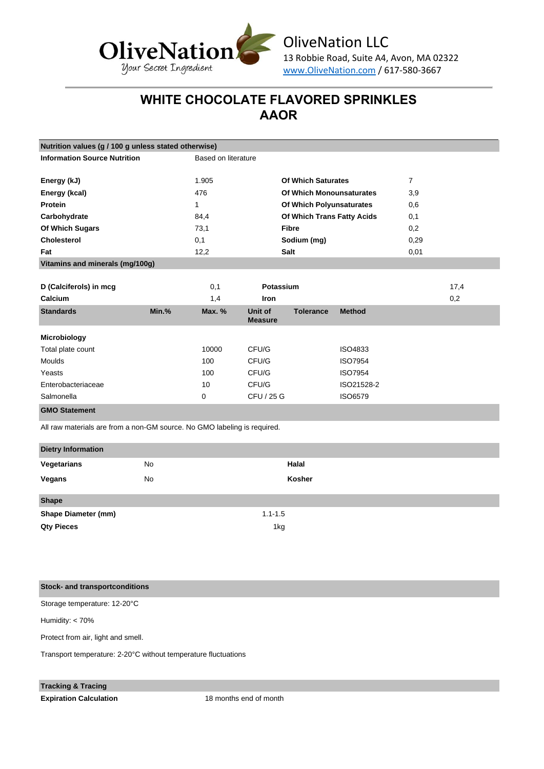OliveNation LLC
13 Robbie Road, Suite A4, Avon, MA 02322
www.OliveNation.com / 617-580-3667

# WHITE CHOCOLATE FLAVORED SPRINKLES
# AAOR

| Nutrition values (g / 100 g unless stated otherwise) | | | |
|---|---|---|---|
| **Information Source Nutrition** | Based on literature | | |
| **Energy (kJ)** | 1.905 | **Of Which Saturates** | 7 |
| **Energy (kcal)** | 476 | **Of Which Monounsaturates** | 3,9 |
| **Protein** | 1 | **Of Which Polyunsaturates** | 0,6 |
| **Carbohydrate** | 84,4 | **Of Which Trans Fatty Acids** | 0,1 |
| **Of Which Sugars** | 73,1 | **Fibre** | 0,2 |
| **Cholesterol** | 0,1 | **Sodium (mg)** | 0,29 |
| **Fat** | 12,2 | **Salt** | 0,01 |

| Vitamins and minerals (mg/100g) | | | |
|---|---|---|---|
| **D (Calciferols) in mcg** | 0,1 | **Potassium** | 17,4 |
| **Calcium** | 1,4 | **Iron** | 0,2 |

| Standards | Min.% | Max. % | Unit of Measure | Tolerance | Method |
|---|---|---|---|---|---|
| **Microbiology** | | | | | |
| Total plate count | | 10000 | CFU/G | | ISO4833 |
| Moulds | | 100 | CFU/G | | ISO7954 |
| Yeasts | | 100 | CFU/G | | ISO7954 |
| Enterobacteriaceae | | 10 | CFU/G | | ISO21528-2 |
| Salmonella | | 0 | CFU / 25 G | | ISO6579 |

**GMO Statement**

All raw materials are from a non-GM source. No GMO labeling is required.

| Dietry Information | | | |
|---|---|---|---|
| **Vegetarians** | No | **Halal** | |
| **Vegans** | No | **Kosher** | |

| Shape | |
|---|---|
| **Shape Diameter (mm)** | 1.1-1.5 |
| **Qty Pieces** | 1kg |

**Stock- and transportconditions**

Storage temperature: 12-20°C

Humidity: < 70%

Protect from air, light and smell.

Transport temperature: 2-20°C without temperature fluctuations

**Tracking & Tracing**

| | |
|---|---|
| **Expiration Calculation** | 18 months end of month |